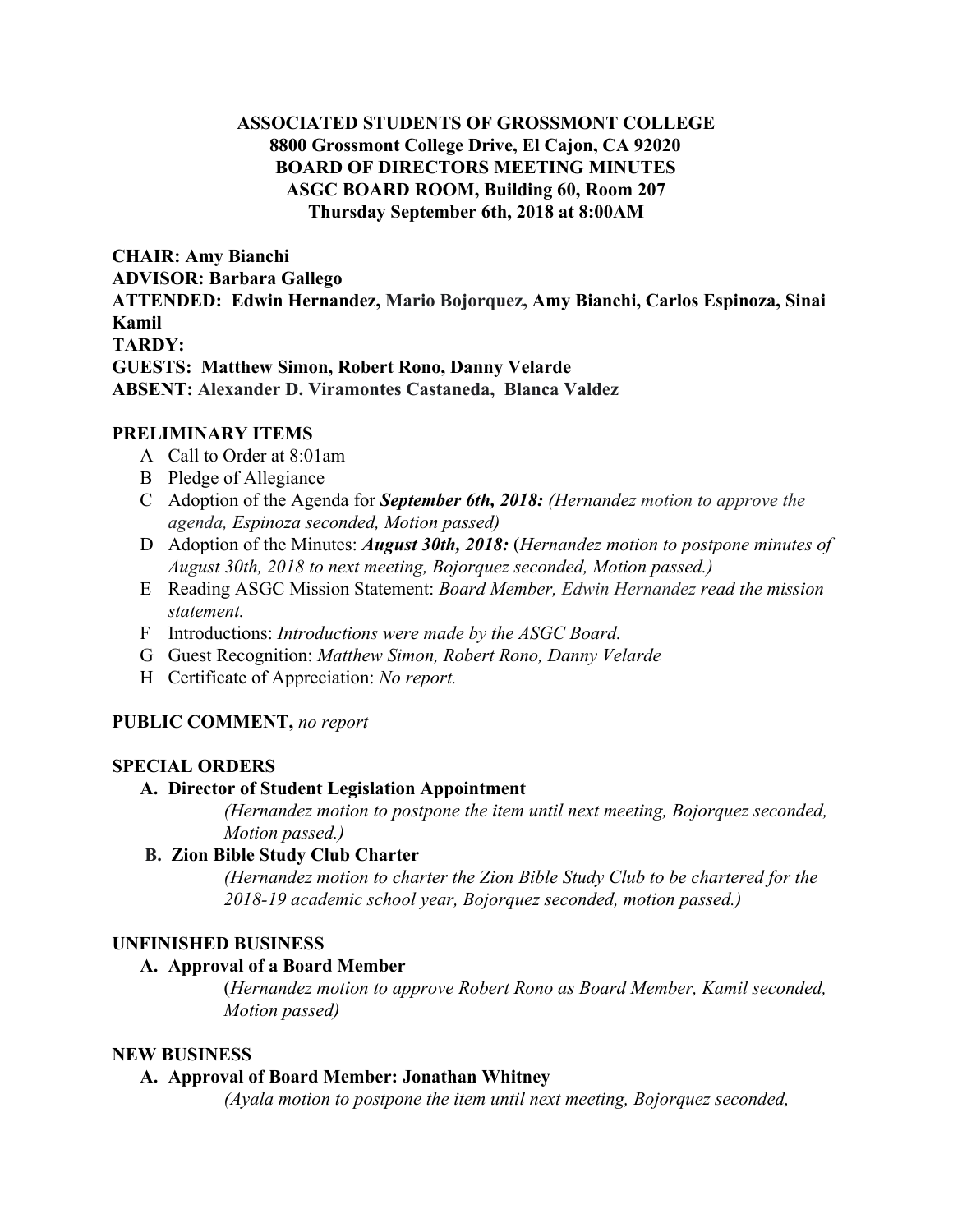**ASSOCIATED STUDENTS OF GROSSMONT COLLEGE**
**8800 Grossmont College Drive, El Cajon, CA 92020**
**BOARD OF DIRECTORS MEETING MINUTES**
**ASGC BOARD ROOM, Building 60, Room 207**
**Thursday September 6th, 2018 at 8:00AM**

**CHAIR: Amy Bianchi**
**ADVISOR: Barbara Gallego**
**ATTENDED: Edwin Hernandez, Mario Bojorquez, Amy Bianchi, Carlos Espinoza, Sinai Kamil**
**TARDY:**
**GUESTS: Matthew Simon, Robert Rono, Danny Velarde**
**ABSENT: Alexander D. Viramontes Castaneda, Blanca Valdez**

## PRELIMINARY ITEMS

- A Call to Order at 8:01am
- B Pledge of Allegiance
- C Adoption of the Agenda for ***September 6th, 2018:*** *(Hernandez motion to approve the agenda, Espinoza seconded, Motion passed)*
- D Adoption of the Minutes: ***August 30th, 2018:*** (*Hernandez motion to postpone minutes of August 30th, 2018 to next meeting, Bojorquez seconded, Motion passed.)*
- E Reading ASGC Mission Statement: *Board Member, Edwin Hernandez read the mission statement.*
- F Introductions: *Introductions were made by the ASGC Board.*
- G Guest Recognition: *Matthew Simon, Robert Rono, Danny Velarde*
- H Certificate of Appreciation: *No report.*

**PUBLIC COMMENT,** *no report*

## SPECIAL ORDERS

**A. Director of Student Legislation Appointment**

*(Hernandez motion to postpone the item until next meeting, Bojorquez seconded, Motion passed.)*

**B. Zion Bible Study Club Charter**

*(Hernandez motion to charter the Zion Bible Study Club to be chartered for the 2018-19 academic school year, Bojorquez seconded, motion passed.)*

## UNFINISHED BUSINESS

**A. Approval of a Board Member**

(*Hernandez motion to approve Robert Rono as Board Member, Kamil seconded, Motion passed)*

## NEW BUSINESS

**A. Approval of Board Member: Jonathan Whitney**

*(Ayala motion to postpone the item until next meeting, Bojorquez seconded,*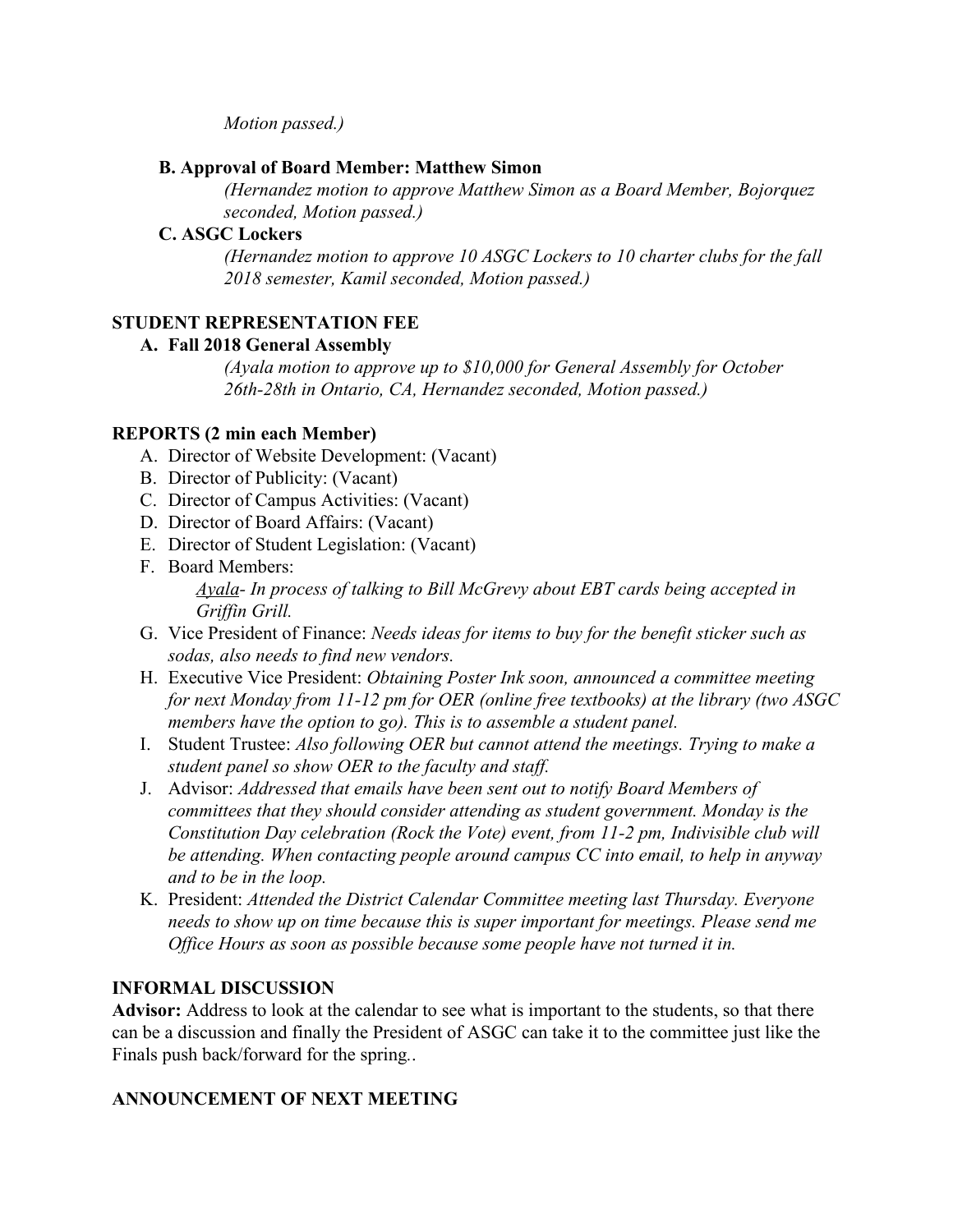*Motion passed.)*

**B. Approval of Board Member: Matthew Simon**

*(Hernandez motion to approve Matthew Simon as a Board Member, Bojorquez seconded, Motion passed.)*

**C. ASGC Lockers**

*(Hernandez motion to approve 10 ASGC Lockers to 10 charter clubs for the fall 2018 semester, Kamil seconded, Motion passed.)*

**STUDENT REPRESENTATION FEE**

**A. Fall 2018 General Assembly**

*(Ayala motion to approve up to $10,000 for General Assembly for October 26th-28th in Ontario, CA, Hernandez seconded, Motion passed.)*

**REPORTS (2 min each Member)**

A. Director of Website Development: (Vacant)
B. Director of Publicity: (Vacant)
C. Director of Campus Activities: (Vacant)
D. Director of Board Affairs: (Vacant)
E. Director of Student Legislation: (Vacant)
F. Board Members:
   *Ayala- In process of talking to Bill McGrevy about EBT cards being accepted in Griffin Grill.*
G. Vice President of Finance: *Needs ideas for items to buy for the benefit sticker such as sodas, also needs to find new vendors.*
H. Executive Vice President: *Obtaining Poster Ink soon, announced a committee meeting for next Monday from 11-12 pm for OER (online free textbooks) at the library (two ASGC members have the option to go). This is to assemble a student panel.*
I. Student Trustee: *Also following OER but cannot attend the meetings. Trying to make a student panel so show OER to the faculty and staff.*
J. Advisor: *Addressed that emails have been sent out to notify Board Members of committees that they should consider attending as student government. Monday is the Constitution Day celebration (Rock the Vote) event, from 11-2 pm, Indivisible club will be attending. When contacting people around campus CC into email, to help in anyway and to be in the loop.*
K. President: *Attended the District Calendar Committee meeting last Thursday. Everyone needs to show up on time because this is super important for meetings. Please send me Office Hours as soon as possible because some people have not turned it in.*

**INFORMAL DISCUSSION**

**Advisor:** Address to look at the calendar to see what is important to the students, so that there can be a discussion and finally the President of ASGC can take it to the committee just like the Finals push back/forward for the spring..

**ANNOUNCEMENT OF NEXT MEETING**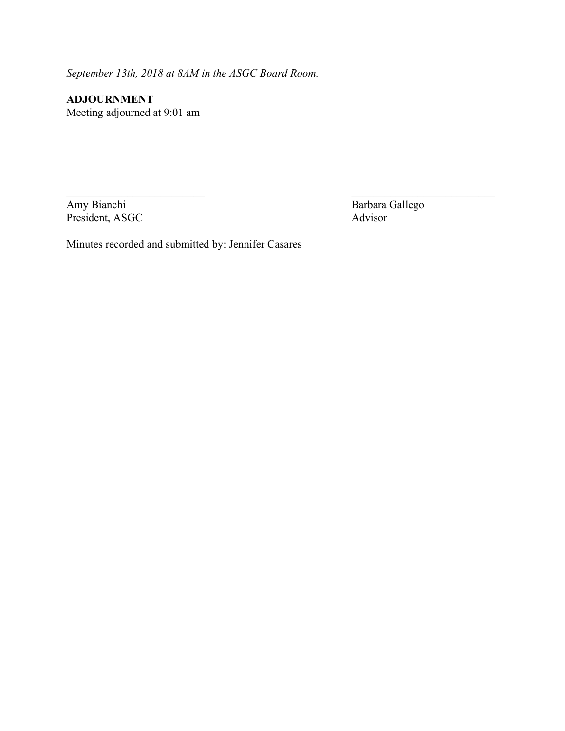*September 13th, 2018 at 8AM in the ASGC Board Room.*

**ADJOURNMENT**
Meeting adjourned at 9:01 am

\_\_\_\_\_\_\_\_\_\_\_\_\_\_\_\_\_\_\_\_\_\_\_\_\_\_
Amy Bianchi
President, ASGC

\_\_\_\_\_\_\_\_\_\_\_\_\_\_\_\_\_\_\_\_\_\_\_\_\_\_
Barbara Gallego
Advisor

Minutes recorded and submitted by: Jennifer Casares